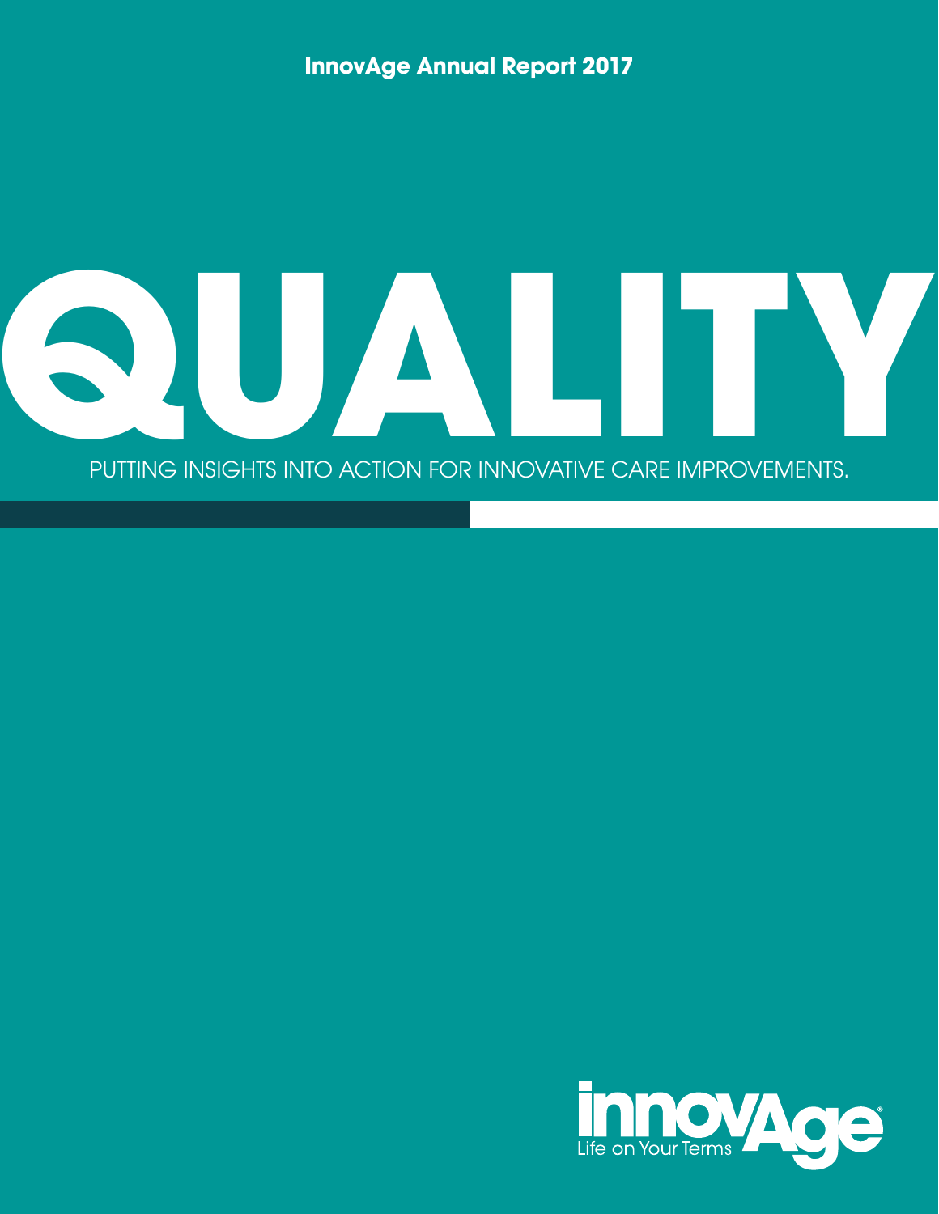**InnovAge Annual Report 2017**

# QUALITY

PUTTING INSIGHTS INTO ACTION FOR INNOVATIVE CARE IMPROVEMENTS.

innovAge®
Life on Your Terms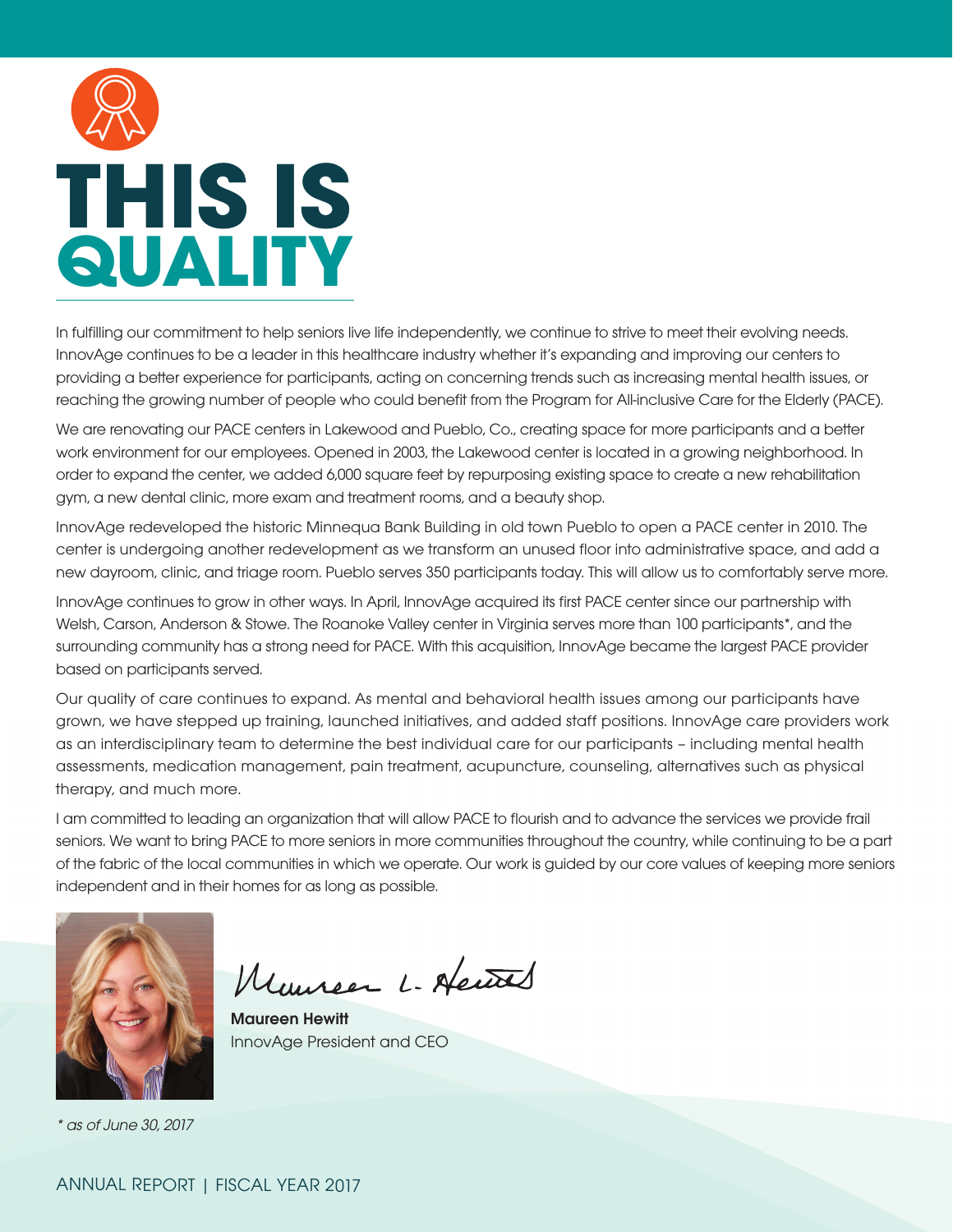# THIS IS QUALITY

In fulfilling our commitment to help seniors live life independently, we continue to strive to meet their evolving needs. InnovAge continues to be a leader in this healthcare industry whether it's expanding and improving our centers to providing a better experience for participants, acting on concerning trends such as increasing mental health issues, or reaching the growing number of people who could benefit from the Program for All-inclusive Care for the Elderly (PACE).

We are renovating our PACE centers in Lakewood and Pueblo, Co., creating space for more participants and a better work environment for our employees. Opened in 2003, the Lakewood center is located in a growing neighborhood. In order to expand the center, we added 6,000 square feet by repurposing existing space to create a new rehabilitation gym, a new dental clinic, more exam and treatment rooms, and a beauty shop.

InnovAge redeveloped the historic Minnequa Bank Building in old town Pueblo to open a PACE center in 2010. The center is undergoing another redevelopment as we transform an unused floor into administrative space, and add a new dayroom, clinic, and triage room. Pueblo serves 350 participants today. This will allow us to comfortably serve more.

InnovAge continues to grow in other ways. In April, InnovAge acquired its first PACE center since our partnership with Welsh, Carson, Anderson & Stowe. The Roanoke Valley center in Virginia serves more than 100 participants*, and the surrounding community has a strong need for PACE. With this acquisition, InnovAge became the largest PACE provider based on participants served.

Our quality of care continues to expand. As mental and behavioral health issues among our participants have grown, we have stepped up training, launched initiatives, and added staff positions. InnovAge care providers work as an interdisciplinary team to determine the best individual care for our participants – including mental health assessments, medication management, pain treatment, acupuncture, counseling, alternatives such as physical therapy, and much more.

I am committed to leading an organization that will allow PACE to flourish and to advance the services we provide frail seniors. We want to bring PACE to more seniors in more communities throughout the country, while continuing to be a part of the fabric of the local communities in which we operate. Our work is guided by our core values of keeping more seniors independent and in their homes for as long as possible.

Maureen L. Hewitt

**Maureen Hewitt**
InnovAge President and CEO

*\* as of June 30, 2017*

ANNUAL REPORT | FISCAL YEAR 2017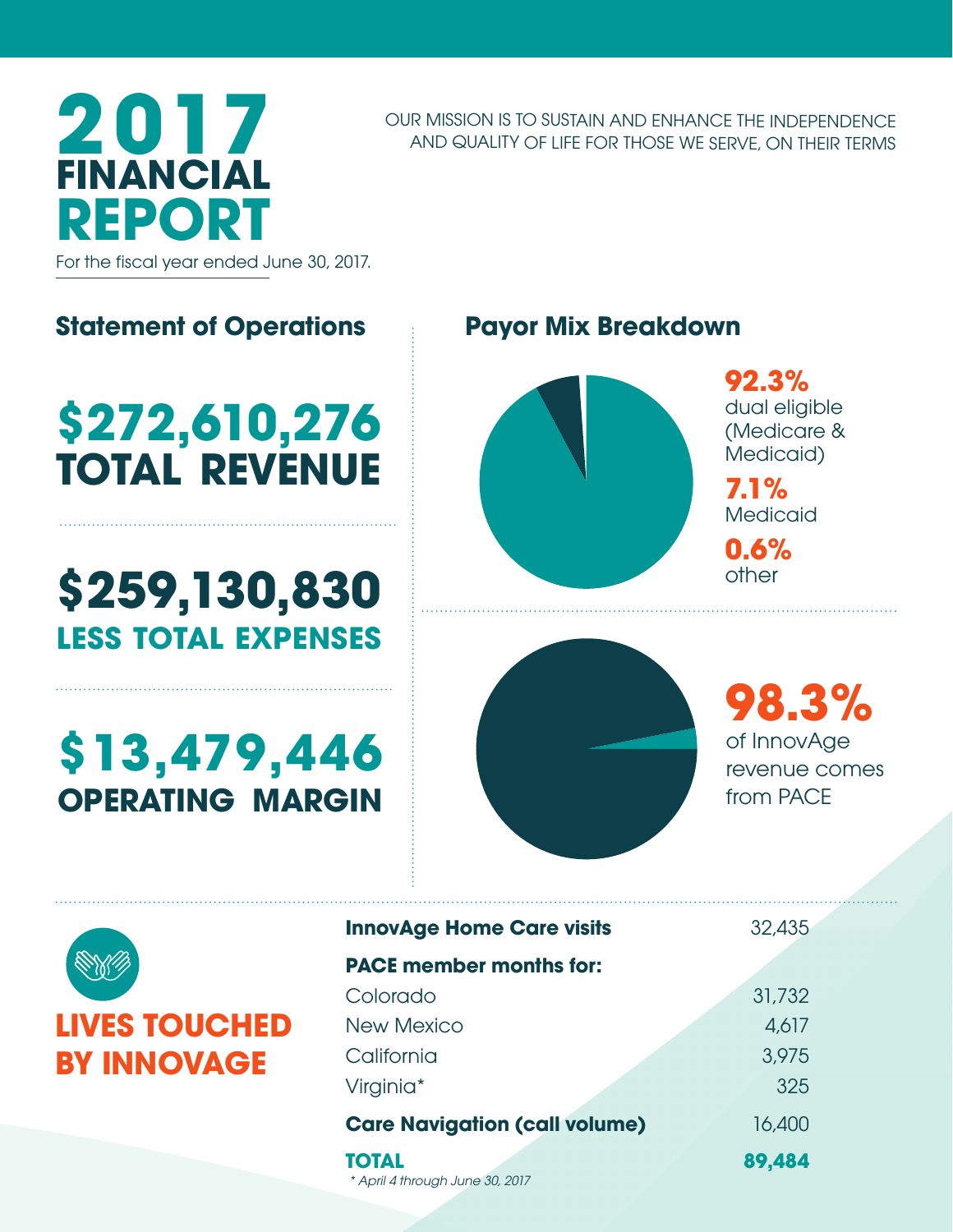# 2017 FINANCIAL REPORT

For the fiscal year ended June 30, 2017.

OUR MISSION IS TO SUSTAIN AND ENHANCE THE INDEPENDENCE AND QUALITY OF LIFE FOR THOSE WE SERVE, ON THEIR TERMS

## Statement of Operations

**$272,610,276**
**TOTAL REVENUE**

**$259,130,830**
**LESS TOTAL EXPENSES**

**$13,479,446**
**OPERATING MARGIN**

## Payor Mix Breakdown

**92.3%** dual eligible (Medicare & Medicaid)

**7.1%** Medicaid

**0.6%** other

**98.3%** of InnovAge revenue comes from PACE

## LIVES TOUCHED BY INNOVAGE

| | |
|---|---|
| **InnovAge Home Care visits** | 32,435 |
| **PACE member months for:** | |
| Colorado | 31,732 |
| New Mexico | 4,617 |
| California | 3,975 |
| Virginia* | 325 |
| **Care Navigation (call volume)** | 16,400 |
| **TOTAL** | **89,484** |

*\* April 4 through June 30, 2017*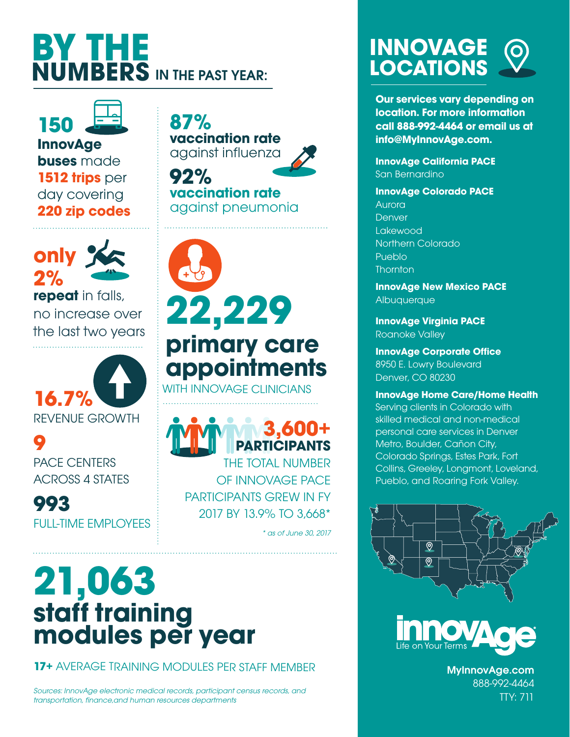# BY THE NUMBERS IN THE PAST YEAR:

**150 InnovAge buses** made **1512 trips** per day covering **220 zip codes**

**only 2% repeat** in falls, no increase over the last two years

**16.7%** REVENUE GROWTH

**9** PACE CENTERS ACROSS 4 STATES

**993** FULL-TIME EMPLOYEES

**87% vaccination rate** against influenza

**92% vaccination rate** against pneumonia

**22,229 primary care appointments** WITH INNOVAGE CLINICIANS

**3,600+ PARTICIPANTS**

THE TOTAL NUMBER OF INNOVAGE PACE PARTICIPANTS GREW IN FY 2017 BY 13.9% TO 3,668*

*\* as of June 30, 2017*

**21,063 staff training modules per year**

**17+** AVERAGE TRAINING MODULES PER STAFF MEMBER

*Sources: InnovAge electronic medical records, participant census records, and transportation, finance,and human resources departments*

## INNOVAGE LOCATIONS

**Our services vary depending on location. For more information call 888-992-4464 or email us at info@MyInnovAge.com.**

**InnovAge California PACE**
San Bernardino

**InnovAge Colorado PACE**
Aurora
Denver
Lakewood
Northern Colorado
Pueblo
Thornton

**InnovAge New Mexico PACE**
Albuquerque

**InnovAge Virginia PACE**
Roanoke Valley

**InnovAge Corporate Office**
8950 E. Lowry Boulevard
Denver, CO 80230

**InnovAge Home Care/Home Health**
Serving clients in Colorado with skilled medical and non-medical personal care services in Denver Metro, Boulder, Cañon City, Colorado Springs, Estes Park, Fort Collins, Greeley, Longmont, Loveland, Pueblo, and Roaring Fork Valley.

innovAge
Life on Your Terms

MyInnovAge.com
888-992-4464
TTY: 711